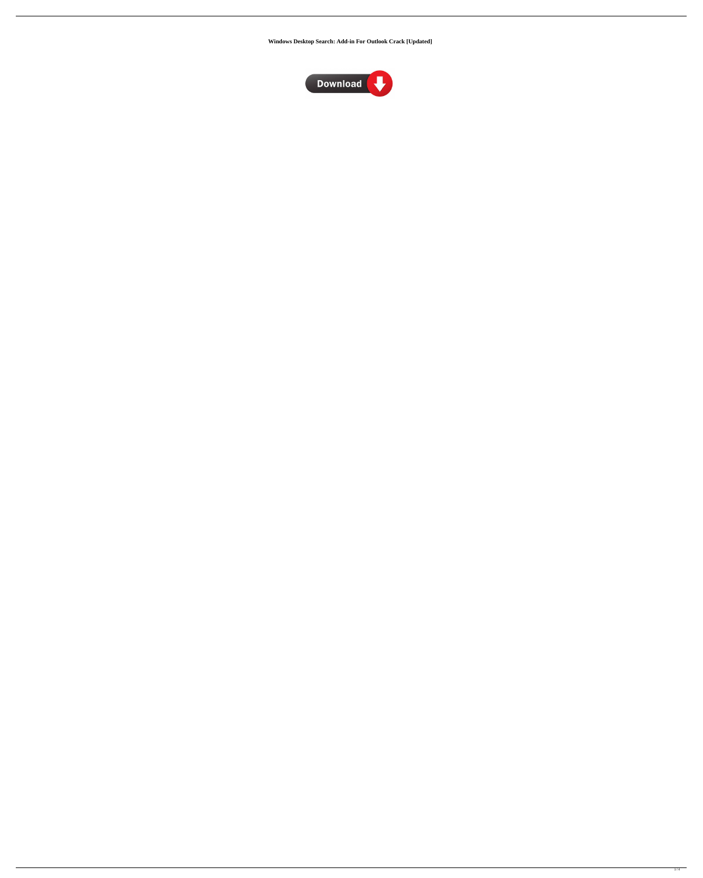**Windows Desktop Search: Add-in For Outlook Crack [Updated]**

Download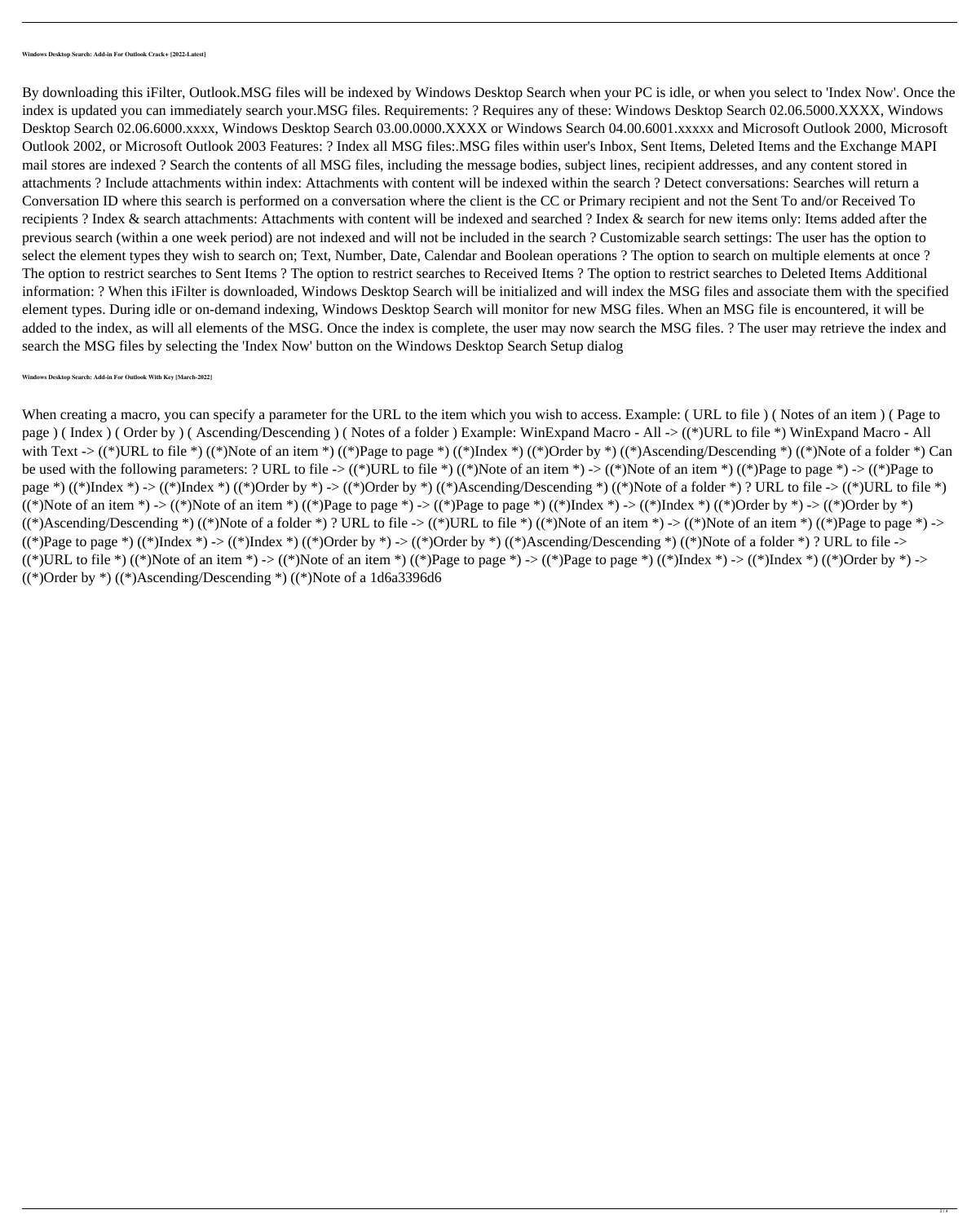**Windows Desktop Search: Add-in For Outlook Crack+ [2022-Latest]**

By downloading this iFilter, Outlook.MSG files will be indexed by Windows Desktop Search when your PC is idle, or when you select to 'Index Now'. Once the index is updated you can immediately search your.MSG files. Requirements: ? Requires any of these: Windows Desktop Search 02.06.5000.XXXX, Windows Desktop Search 02.06.6000.xxxx, Windows Desktop Search 03.00.0000.XXXX or Windows Search 04.00.6001.xxxxx and Microsoft Outlook 2000, Microsoft Outlook 2002, or Microsoft Outlook 2003 Features: ? Index all MSG files:.MSG files within user's Inbox, Sent Items, Deleted Items and the Exchange MAPI mail stores are indexed ? Search the contents of all MSG files, including the message bodies, subject lines, recipient addresses, and any content stored in attachments ? Include attachments within index: Attachments with content will be indexed within the search ? Detect conversations: Searches will return a Conversation ID where this search is performed on a conversation where the client is the CC or Primary recipient and not the Sent To and/or Received To recipients ? Index & search attachments: Attachments with content will be indexed and searched ? Index & search for new items only: Items added after the previous search (within a one week period) are not indexed and will not be included in the search ? Customizable search settings: The user has the option to select the element types they wish to search on; Text, Number, Date, Calendar and Boolean operations ? The option to search on multiple elements at once ? The option to restrict searches to Sent Items ? The option to restrict searches to Received Items ? The option to restrict searches to Deleted Items Additional information: ? When this iFilter is downloaded, Windows Desktop Search will be initialized and will index the MSG files and associate them with the specified element types. During idle or on-demand indexing, Windows Desktop Search will monitor for new MSG files. When an MSG file is encountered, it will be added to the index, as will all elements of the MSG. Once the index is complete, the user may now search the MSG files. ? The user may retrieve the index and search the MSG files by selecting the 'Index Now' button on the Windows Desktop Search Setup dialog

**Windows Desktop Search: Add-in For Outlook With Key [March-2022]**

When creating a macro, you can specify a parameter for the URL to the item which you wish to access. Example: ( URL to file ) ( Notes of an item ) ( Page to page ) ( Index ) ( Order by ) ( Ascending/Descending ) ( Notes of a folder ) Example: WinExpand Macro - All -> ((*)URL to file *) WinExpand Macro - All with Text -> ((*)URL to file *) ((*)Note of an item *) ((*)Page to page *) ((*)Index *) ((*)Order by *) ((*)Ascending/Descending *) ((*)Note of a folder *) Can be used with the following parameters: ? URL to file -> ((*)URL to file *) ((*)Note of an item *) -> ((*)Note of an item *) ((*)Page to page *) -> ((*)Page to page *) ((*)Index *) -> ((*)Index *) ((*)Order by *) -> ((*)Order by *) ((*)Ascending/Descending *) ((*)Note of a folder *) ? URL to file -> ((*)URL to file *) ((*)Note of an item *) -> ((*)Note of an item *) ((*)Page to page *) -> ((*)Page to page *) ((*)Index *) -> ((*)Index *) ((*)Order by *) -> ((*)Order by *) ((*)Ascending/Descending *) ((*)Note of a folder *) ? URL to file -> ((*)URL to file *) ((*)Note of an item *) -> ((*)Note of an item *) ((*)Page to page *) -> ((*)Page to page *) ((*)Index *) -> ((*)Index *) ((*)Order by *) -> ((*)Order by *) ((*)Ascending/Descending *) ((*)Note of a folder *) ? URL to file -> ((*)URL to file *) ((*)Note of an item *) -> ((*)Note of an item *) ((*)Page to page *) -> ((*)Page to page *) ((*)Index *) -> ((*)Index *) ((*)Order by *) -> ((*)Order by *) ((*)Ascending/Descending *) ((*)Note of a 1d6a3396d6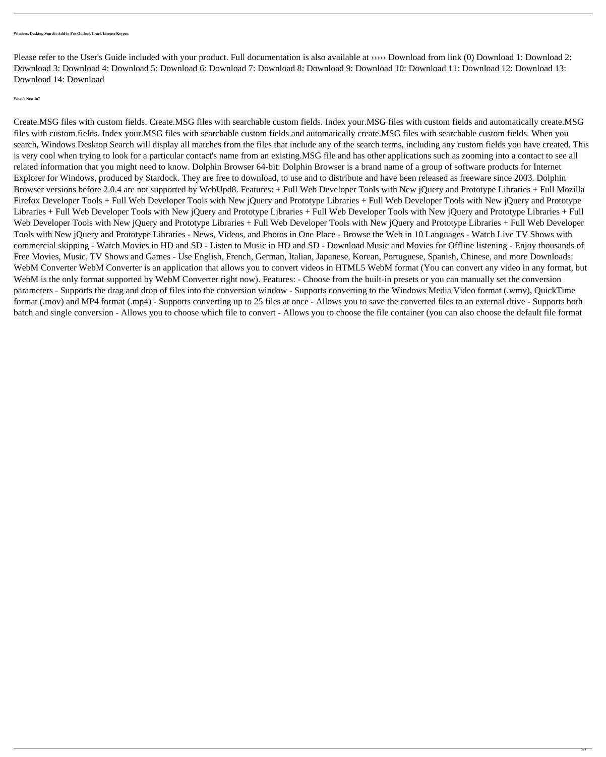**Windows Desktop Search: Add-in For Outlook Crack License Keygen**

Please refer to the User's Guide included with your product. Full documentation is also available at ›››››› Download from link (0) Download 1: Download 2: Download 3: Download 4: Download 5: Download 6: Download 7: Download 8: Download 9: Download 10: Download 11: Download 12: Download 13: Download 14: Download

**What's New In?**

Create.MSG files with custom fields. Create.MSG files with searchable custom fields. Index your.MSG files with custom fields and automatically create.MSG files with custom fields. Index your.MSG files with searchable custom fields and automatically create.MSG files with searchable custom fields. When you search, Windows Desktop Search will display all matches from the files that include any of the search terms, including any custom fields you have created. This is very cool when trying to look for a particular contact's name from an existing.MSG file and has other applications such as zooming into a contact to see all related information that you might need to know. Dolphin Browser 64-bit: Dolphin Browser is a brand name of a group of software products for Internet Explorer for Windows, produced by Stardock. They are free to download, to use and to distribute and have been released as freeware since 2003. Dolphin Browser versions before 2.0.4 are not supported by WebUpd8. Features: + Full Web Developer Tools with New jQuery and Prototype Libraries + Full Mozilla Firefox Developer Tools + Full Web Developer Tools with New jQuery and Prototype Libraries + Full Web Developer Tools with New jQuery and Prototype Libraries + Full Web Developer Tools with New jQuery and Prototype Libraries + Full Web Developer Tools with New jQuery and Prototype Libraries + Full Web Developer Tools with New jQuery and Prototype Libraries + Full Web Developer Tools with New jQuery and Prototype Libraries + Full Web Developer Tools with New jQuery and Prototype Libraries - News, Videos, and Photos in One Place - Browse the Web in 10 Languages - Watch Live TV Shows with commercial skipping - Watch Movies in HD and SD - Listen to Music in HD and SD - Download Music and Movies for Offline listening - Enjoy thousands of Free Movies, Music, TV Shows and Games - Use English, French, German, Italian, Japanese, Korean, Portuguese, Spanish, Chinese, and more Downloads: WebM Converter WebM Converter is an application that allows you to convert videos in HTML5 WebM format (You can convert any video in any format, but WebM is the only format supported by WebM Converter right now). Features: - Choose from the built-in presets or you can manually set the conversion parameters - Supports the drag and drop of files into the conversion window - Supports converting to the Windows Media Video format (.wmv), QuickTime format (.mov) and MP4 format (.mp4) - Supports converting up to 25 files at once - Allows you to save the converted files to an external drive - Supports both batch and single conversion - Allows you to choose which file to convert - Allows you to choose the file container (you can also choose the default file format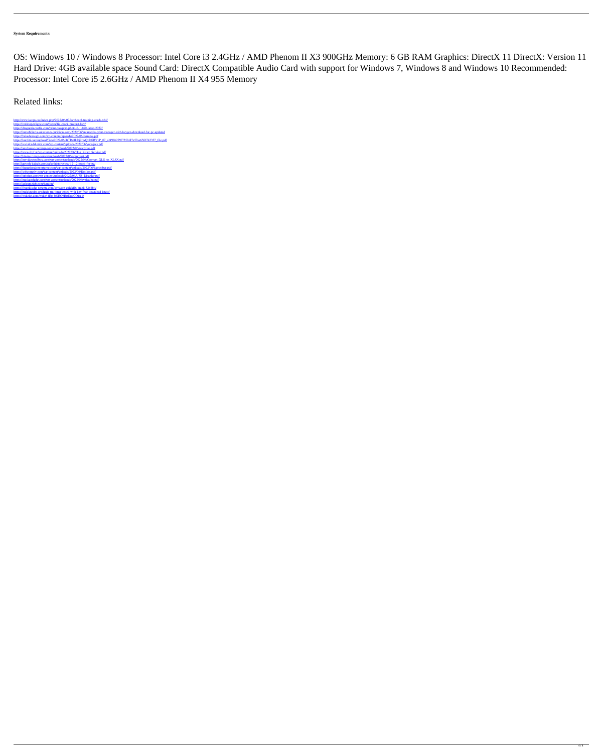**System Requirements:**

OS: Windows 10 / Windows 8 Processor: Intel Core i3 2.4GHz / AMD Phenom II X3 900GHz Memory: 6 GB RAM Graphics: DirectX 11 DirectX: Version 11 Hard Drive: 4GB available space Sound Card: DirectX Compatible Audio Card with support for Windows 7, Windows 8 and Windows 10 Recommended: Processor: Intel Core i5 2.6GHz / AMD Phenom II X4 955 Memory

Related links:

http://www.koopu.cat/index.php/2022/06/07/keyboard-training-crack-x64/
https://realbeen.online.com/eartraffic-crack-product-key/
https://drogueriacontia.com/print-passport-photo-6-1-160-latest-2022/
https://inmobiliaria-soluciones-juridicas.com/2022/06/antamedia-print-manager-with-keygen-download-for-pc-updated
https://bakedenough.com/wp-content/uploads/2022/06/ioneless.pdf
https://kurditi.com/upload/files/2022/06/4iTRd4kRt2rAQyRGBYsP_07_ab69bb22f6735f487e57aeb8f6743327_file.pdf
https://socialcaddiedev.com/wp-content/uploads/2022/06/conujaes.pdf
https://airafusase.com/wp-content/uploads/2022/06/wantrae.pdf
https://www.ibif.at/wp-content/uploads/2022/06/Hsp_Killer_Service.pdf
https://kraona.ru/wp-content/uploads/2022/06/amapmut.pdf
https://myvideotoolbox.com/wp-content/uploads/2022/06/Convert_XLS_to_XLSX.pdf
http://kurtosh-kalach.com/sa/artihistoryview-12-12-crack-for-pc/
https://thenationalreporterng.com/wp-content/uploads/2022/06/kamoober.pdf
https://sofcomply.com/wp-content/uploads/2022/06/Epsilon.pdf
https://opinion.com/wp-content/uploads/2022/06/USB_Disabler.pdf
https://maskanshahr.com/wp-content/uploads/2022/06/yalealbu.pdf
https://adjamalab.com/lumion/
https://fraenkische-rezepte.com/spyware-quickfix-crack-3264bit/
https://malekrealty.org/hedo-tm-timer-crack-with-key-free-download-latest/
https://wakelet.com/wake/-IEp_bNEO9HpUukCO1n-0